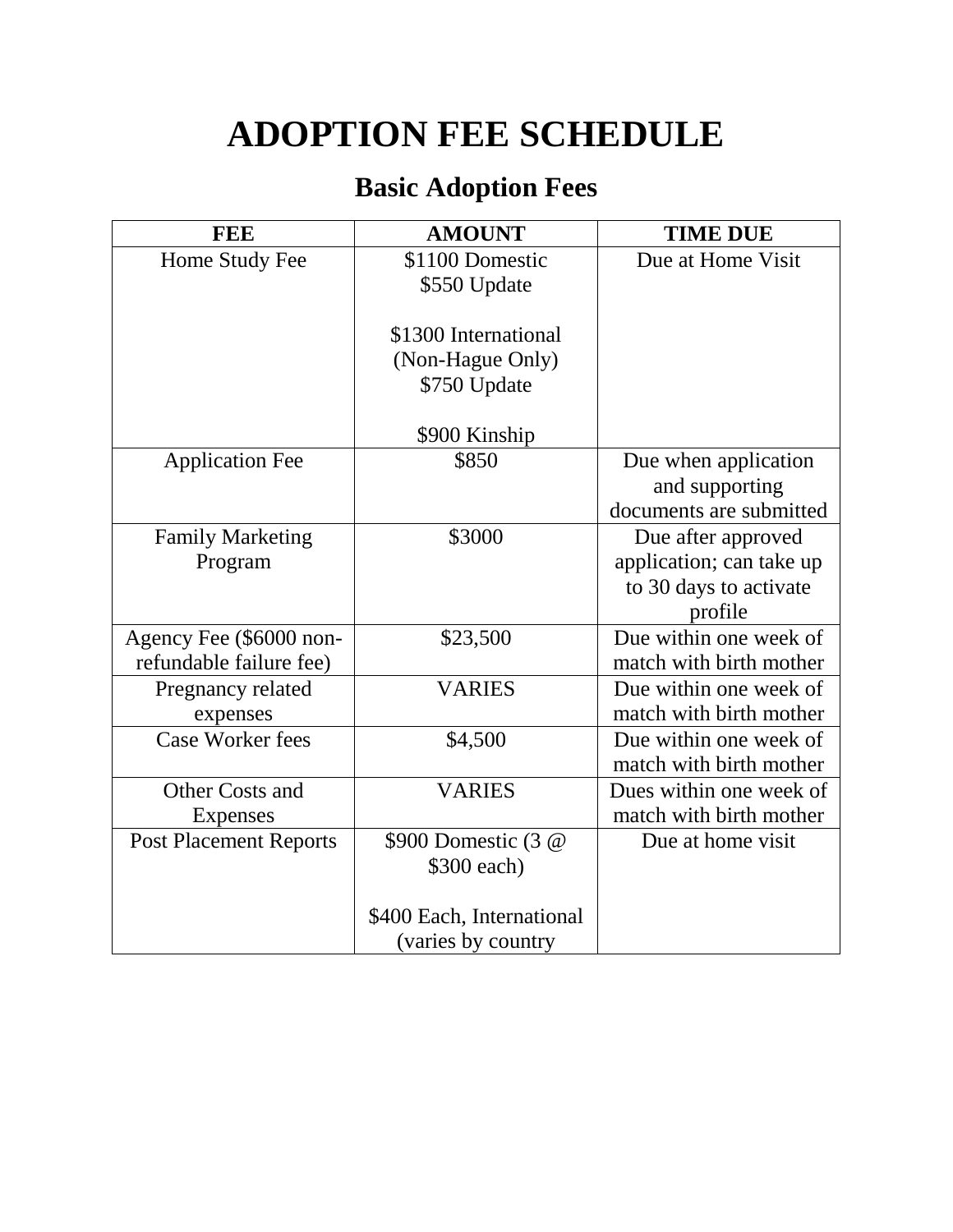# ADOPTION FEE SCHEDULE

## Basic Adoption Fees

| FEE | AMOUNT | TIME DUE |
|---|---|---|
| Home Study Fee | $1100 Domestic<br>$550 Update<br><br>$1300 International (Non-Hague Only)<br>$750 Update<br><br>$900 Kinship | Due at Home Visit |
| Application Fee | $850 | Due when application and supporting documents are submitted |
| Family Marketing Program | $3000 | Due after approved application; can take up to 30 days to activate profile |
| Agency Fee ($6000 non-refundable failure fee) | $23,500 | Due within one week of match with birth mother |
| Pregnancy related expenses | VARIES | Due within one week of match with birth mother |
| Case Worker fees | $4,500 | Due within one week of match with birth mother |
| Other Costs and Expenses | VARIES | Dues within one week of match with birth mother |
| Post Placement Reports | $900 Domestic (3 @ $300 each)<br><br>$400 Each, International (varies by country | Due at home visit |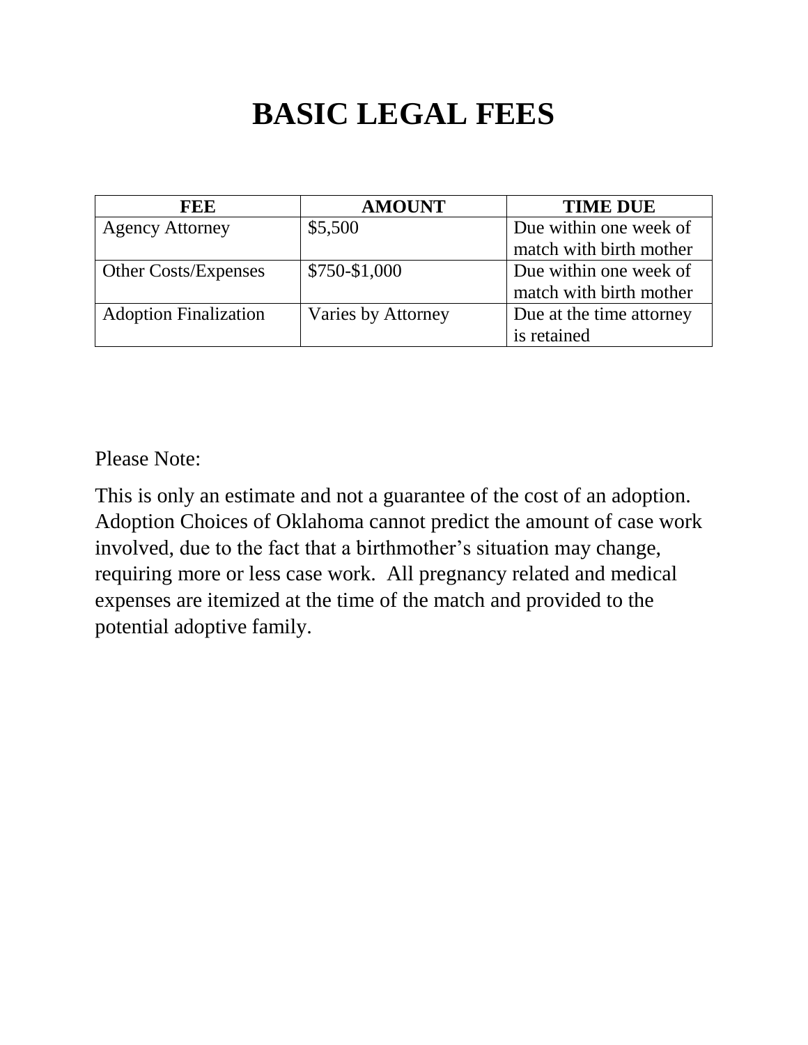# BASIC LEGAL FEES

| FEE | AMOUNT | TIME DUE |
|---|---|---|
| Agency Attorney | $5,500 | Due within one week of match with birth mother |
| Other Costs/Expenses | $750-$1,000 | Due within one week of match with birth mother |
| Adoption Finalization | Varies by Attorney | Due at the time attorney is retained |

Please Note:

This is only an estimate and not a guarantee of the cost of an adoption. Adoption Choices of Oklahoma cannot predict the amount of case work involved, due to the fact that a birthmother's situation may change, requiring more or less case work. All pregnancy related and medical expenses are itemized at the time of the match and provided to the potential adoptive family.